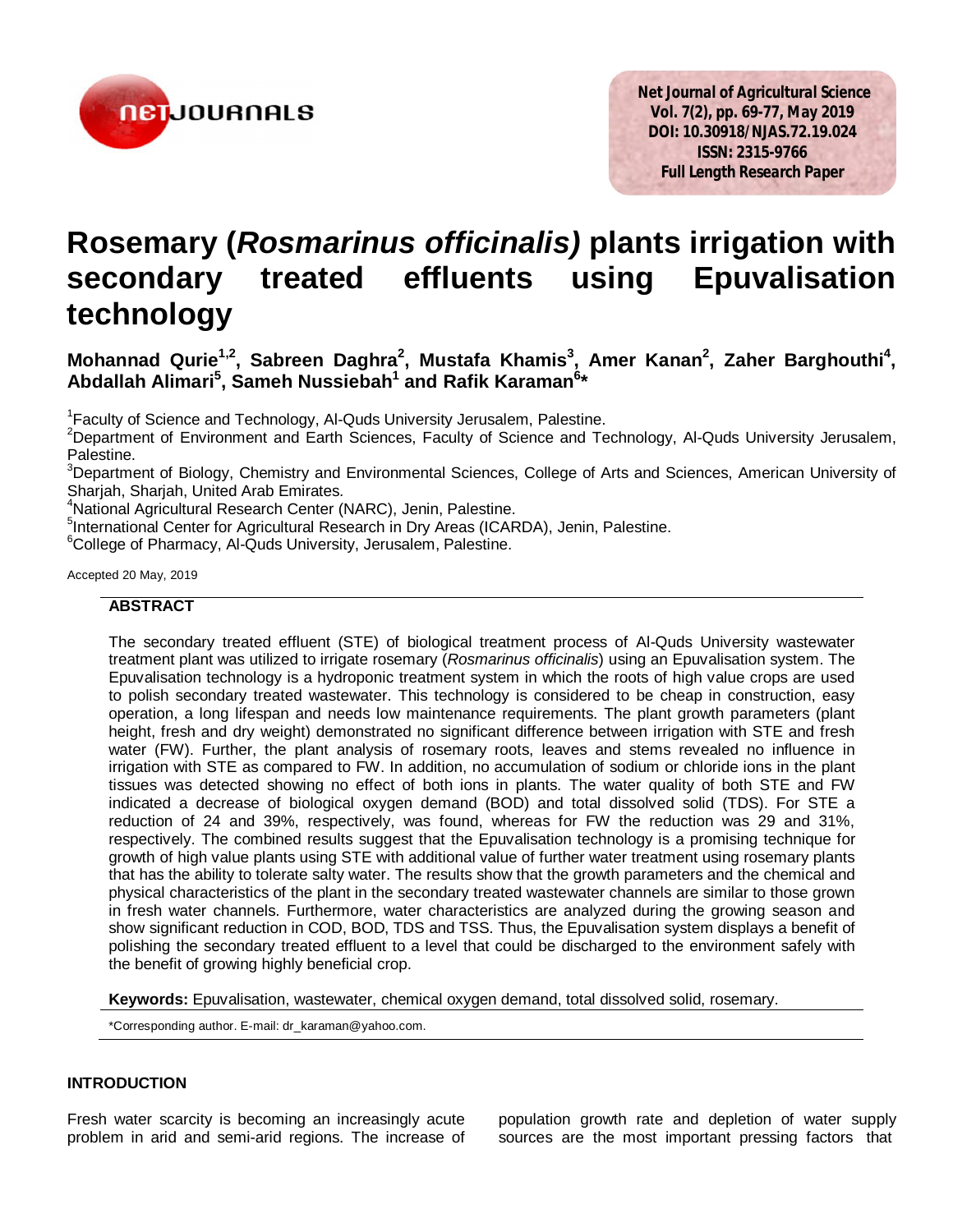Net Journal of Agricultural Science
Vol. 7(2), pp. 69-77, May 2019
DOI: 10.30918/NJAS.72.19.024
ISSN: 2315-9766
Full Length Research Paper

# Rosemary (*Rosmarinus officinalis)* plants irrigation with secondary treated effluents using Epuvalisation technology

**Mohannad Qurie[1,2], Sabreen Daghra[2], Mustafa Khamis[3], Amer Kanan[2], Zaher Barghouthi[4], Abdallah Alimari[5], Sameh Nussiebah[1] and Rafik Karaman[6]***

[1]Faculty of Science and Technology, Al-Quds University Jerusalem, Palestine.
[2]Department of Environment and Earth Sciences, Faculty of Science and Technology, Al-Quds University Jerusalem, Palestine.
[3]Department of Biology, Chemistry and Environmental Sciences, College of Arts and Sciences, American University of Sharjah, Sharjah, United Arab Emirates.
[4]National Agricultural Research Center (NARC), Jenin, Palestine.
[5]International Center for Agricultural Research in Dry Areas (ICARDA), Jenin, Palestine.
[6]College of Pharmacy, Al-Quds University, Jerusalem, Palestine.

Accepted 20 May, 2019

## ABSTRACT

The secondary treated effluent (STE) of biological treatment process of Al-Quds University wastewater treatment plant was utilized to irrigate rosemary (*Rosmarinus officinalis*) using an Epuvalisation system. The Epuvalisation technology is a hydroponic treatment system in which the roots of high value crops are used to polish secondary treated wastewater. This technology is considered to be cheap in construction, easy operation, a long lifespan and needs low maintenance requirements. The plant growth parameters (plant height, fresh and dry weight) demonstrated no significant difference between irrigation with STE and fresh water (FW). Further, the plant analysis of rosemary roots, leaves and stems revealed no influence in irrigation with STE as compared to FW. In addition, no accumulation of sodium or chloride ions in the plant tissues was detected showing no effect of both ions in plants. The water quality of both STE and FW indicated a decrease of biological oxygen demand (BOD) and total dissolved solid (TDS). For STE a reduction of 24 and 39%, respectively, was found, whereas for FW the reduction was 29 and 31%, respectively. The combined results suggest that the Epuvalisation technology is a promising technique for growth of high value plants using STE with additional value of further water treatment using rosemary plants that has the ability to tolerate salty water. The results show that the growth parameters and the chemical and physical characteristics of the plant in the secondary treated wastewater channels are similar to those grown in fresh water channels. Furthermore, water characteristics are analyzed during the growing season and show significant reduction in COD, BOD, TDS and TSS. Thus, the Epuvalisation system displays a benefit of polishing the secondary treated effluent to a level that could be discharged to the environment safely with the benefit of growing highly beneficial crop.

**Keywords:** Epuvalisation, wastewater, chemical oxygen demand, total dissolved solid, rosemary.

*Corresponding author. E-mail: dr_karaman@yahoo.com.

## INTRODUCTION

Fresh water scarcity is becoming an increasingly acute problem in arid and semi-arid regions. The increase of population growth rate and depletion of water supply sources are the most important pressing factors that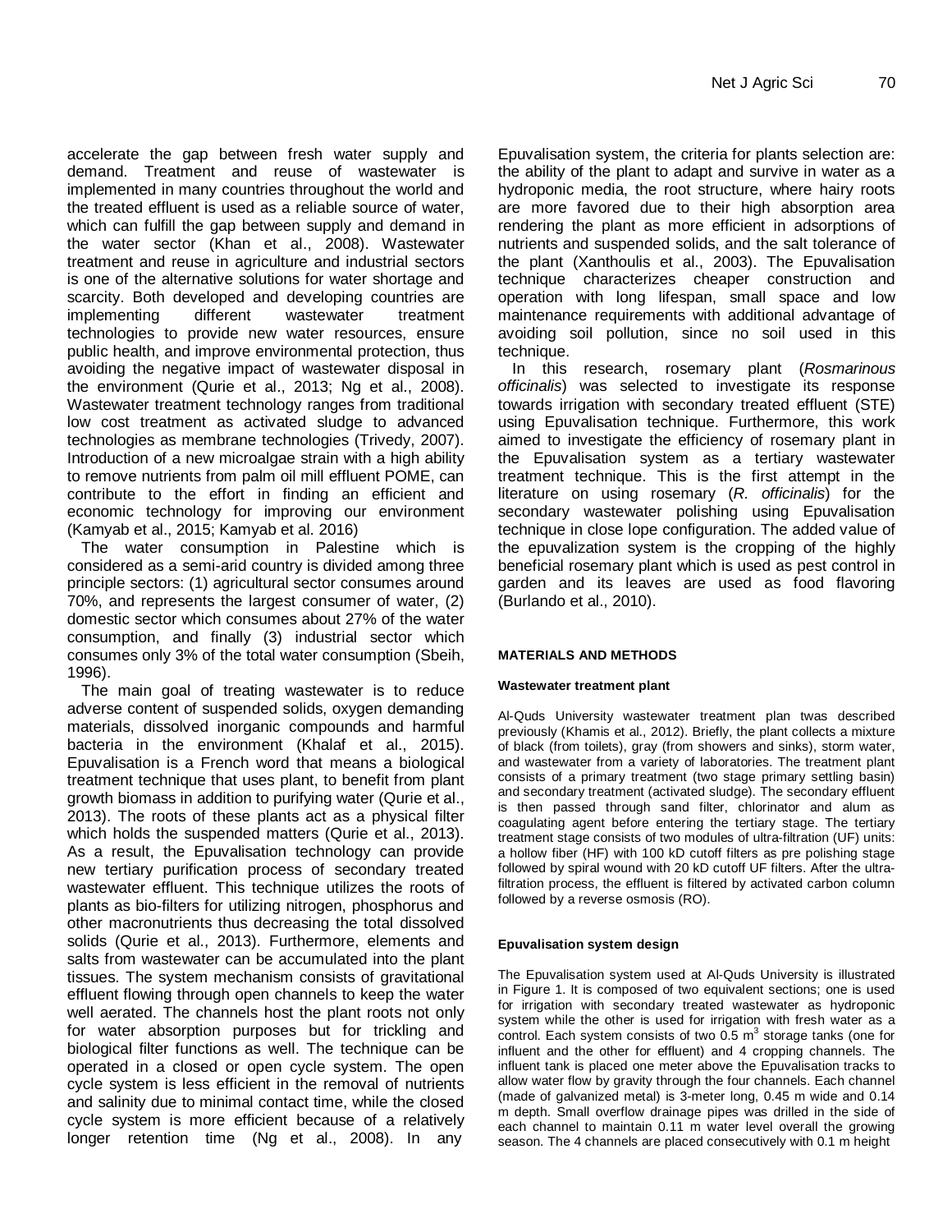accelerate the gap between fresh water supply and demand. Treatment and reuse of wastewater is implemented in many countries throughout the world and the treated effluent is used as a reliable source of water, which can fulfill the gap between supply and demand in the water sector (Khan et al., 2008). Wastewater treatment and reuse in agriculture and industrial sectors is one of the alternative solutions for water shortage and scarcity. Both developed and developing countries are implementing different wastewater treatment technologies to provide new water resources, ensure public health, and improve environmental protection, thus avoiding the negative impact of wastewater disposal in the environment (Qurie et al., 2013; Ng et al., 2008). Wastewater treatment technology ranges from traditional low cost treatment as activated sludge to advanced technologies as membrane technologies (Trivedy, 2007). Introduction of a new microalgae strain with a high ability to remove nutrients from palm oil mill effluent POME, can contribute to the effort in finding an efficient and economic technology for improving our environment (Kamyab et al., 2015; Kamyab et al. 2016)

The water consumption in Palestine which is considered as a semi-arid country is divided among three principle sectors: (1) agricultural sector consumes around 70%, and represents the largest consumer of water, (2) domestic sector which consumes about 27% of the water consumption, and finally (3) industrial sector which consumes only 3% of the total water consumption (Sbeih, 1996).

The main goal of treating wastewater is to reduce adverse content of suspended solids, oxygen demanding materials, dissolved inorganic compounds and harmful bacteria in the environment (Khalaf et al., 2015). Epuvalisation is a French word that means a biological treatment technique that uses plant, to benefit from plant growth biomass in addition to purifying water (Qurie et al., 2013). The roots of these plants act as a physical filter which holds the suspended matters (Qurie et al., 2013). As a result, the Epuvalisation technology can provide new tertiary purification process of secondary treated wastewater effluent. This technique utilizes the roots of plants as bio-filters for utilizing nitrogen, phosphorus and other macronutrients thus decreasing the total dissolved solids (Qurie et al., 2013). Furthermore, elements and salts from wastewater can be accumulated into the plant tissues. The system mechanism consists of gravitational effluent flowing through open channels to keep the water well aerated. The channels host the plant roots not only for water absorption purposes but for trickling and biological filter functions as well. The technique can be operated in a closed or open cycle system. The open cycle system is less efficient in the removal of nutrients and salinity due to minimal contact time, while the closed cycle system is more efficient because of a relatively longer retention time (Ng et al., 2008). In any Epuvalisation system, the criteria for plants selection are: the ability of the plant to adapt and survive in water as a hydroponic media, the root structure, where hairy roots are more favored due to their high absorption area rendering the plant as more efficient in adsorptions of nutrients and suspended solids, and the salt tolerance of the plant (Xanthoulis et al., 2003). The Epuvalisation technique characterizes cheaper construction and operation with long lifespan, small space and low maintenance requirements with additional advantage of avoiding soil pollution, since no soil used in this technique.

In this research, rosemary plant (*Rosmarinous officinalis*) was selected to investigate its response towards irrigation with secondary treated effluent (STE) using Epuvalisation technique. Furthermore, this work aimed to investigate the efficiency of rosemary plant in the Epuvalisation system as a tertiary wastewater treatment technique. This is the first attempt in the literature on using rosemary (*R. officinalis*) for the secondary wastewater polishing using Epuvalisation technique in close lope configuration. The added value of the epuvalization system is the cropping of the highly beneficial rosemary plant which is used as pest control in garden and its leaves are used as food flavoring (Burlando et al., 2010).

## MATERIALS AND METHODS

### Wastewater treatment plant

Al-Quds University wastewater treatment plan twas described previously (Khamis et al., 2012). Briefly, the plant collects a mixture of black (from toilets), gray (from showers and sinks), storm water, and wastewater from a variety of laboratories. The treatment plant consists of a primary treatment (two stage primary settling basin) and secondary treatment (activated sludge). The secondary effluent is then passed through sand filter, chlorinator and alum as coagulating agent before entering the tertiary stage. The tertiary treatment stage consists of two modules of ultra-filtration (UF) units: a hollow fiber (HF) with 100 kD cutoff filters as pre polishing stage followed by spiral wound with 20 kD cutoff UF filters. After the ultra-filtration process, the effluent is filtered by activated carbon column followed by a reverse osmosis (RO).

### Epuvalisation system design

The Epuvalisation system used at Al-Quds University is illustrated in Figure 1. It is composed of two equivalent sections; one is used for irrigation with secondary treated wastewater as hydroponic system while the other is used for irrigation with fresh water as a control. Each system consists of two 0.5 $m^3$ storage tanks (one for influent and the other for effluent) and 4 cropping channels. The influent tank is placed one meter above the Epuvalisation tracks to allow water flow by gravity through the four channels. Each channel (made of galvanized metal) is 3-meter long, 0.45 m wide and 0.14 m depth. Small overflow drainage pipes was drilled in the side of each channel to maintain 0.11 m water level overall the growing season. The 4 channels are placed consecutively with 0.1 m height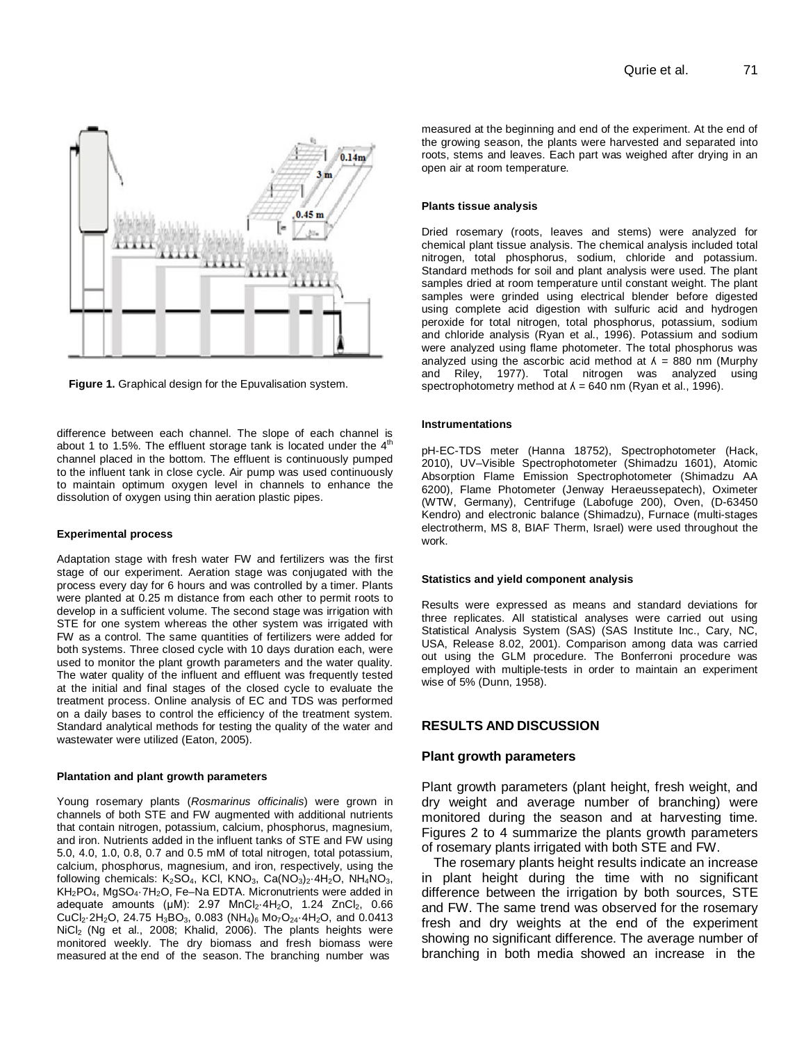Figure 1. Graphical design for the Epuvalisation system.

difference between each channel. The slope of each channel is about 1 to 1.5%. The effluent storage tank is located under the 4th channel placed in the bottom. The effluent is continuously pumped to the influent tank in close cycle. Air pump was used continuously to maintain optimum oxygen level in channels to enhance the dissolution of oxygen using thin aeration plastic pipes.

#### Experimental process

Adaptation stage with fresh water FW and fertilizers was the first stage of our experiment. Aeration stage was conjugated with the process every day for 6 hours and was controlled by a timer. Plants were planted at 0.25 m distance from each other to permit roots to develop in a sufficient volume. The second stage was irrigation with STE for one system whereas the other system was irrigated with FW as a control. The same quantities of fertilizers were added for both systems. Three closed cycle with 10 days duration each, were used to monitor the plant growth parameters and the water quality. The water quality of the influent and effluent was frequently tested at the initial and final stages of the closed cycle to evaluate the treatment process. Online analysis of EC and TDS was performed on a daily bases to control the efficiency of the treatment system. Standard analytical methods for testing the quality of the water and wastewater were utilized (Eaton, 2005).

#### Plantation and plant growth parameters

Young rosemary plants (*Rosmarinus officinalis*) were grown in channels of both STE and FW augmented with additional nutrients that contain nitrogen, potassium, calcium, phosphorus, magnesium, and iron. Nutrients added in the influent tanks of STE and FW using 5.0, 4.0, 1.0, 0.8, 0.7 and 0.5 mM of total nitrogen, total potassium, calcium, phosphorus, magnesium, and iron, respectively, using the following chemicals: $K_2SO_4$, KCl, $KNO_3$, $Ca(NO_3)_2{\cdot}4H_2O$, $NH_4NO_3$, $KH_2PO_4$, $MgSO_4{\cdot}7H_2O$, Fe–Na EDTA. Micronutrients were added in adequate amounts (µM): 2.97 $MnCl_2{\cdot}4H_2O$, 1.24 $ZnCl_2$, 0.66 $CuCl_2{\cdot}2H_2O$, 24.75 $H_3BO_3$, 0.083 $(NH_4)_6Mo_7O_{24}{\cdot}4H_2O$, and 0.0413 $NiCl_2$ (Ng et al., 2008; Khalid, 2006). The plants heights were monitored weekly. The dry biomass and fresh biomass were measured at the end of the season. The branching number was measured at the beginning and end of the experiment. At the end of the growing season, the plants were harvested and separated into roots, stems and leaves. Each part was weighed after drying in an open air at room temperature.

#### Plants tissue analysis

Dried rosemary (roots, leaves and stems) were analyzed for chemical plant tissue analysis. The chemical analysis included total nitrogen, total phosphorus, sodium, chloride and potassium. Standard methods for soil and plant analysis were used. The plant samples dried at room temperature until constant weight. The plant samples were grinded using electrical blender before digested using complete acid digestion with sulfuric acid and hydrogen peroxide for total nitrogen, total phosphorus, potassium, sodium and chloride analysis (Ryan et al., 1996). Potassium and sodium were analyzed using flame photometer. The total phosphorus was analyzed using the ascorbic acid method at $\lambda$ = 880 nm (Murphy and Riley, 1977). Total nitrogen was analyzed using spectrophotometry method at $\lambda$ = 640 nm (Ryan et al., 1996).

#### Instrumentations

pH-EC-TDS meter (Hanna 18752), Spectrophotometer (Hack, 2010), UV–Visible Spectrophotometer (Shimadzu 1601), Atomic Absorption Flame Emission Spectrophotometer (Shimadzu AA 6200), Flame Photometer (Jenway Heraeussepatech), Oximeter (WTW, Germany), Centrifuge (Labofuge 200), Oven, (D-63450 Kendro) and electronic balance (Shimadzu), Furnace (multi-stages electrotherm, MS 8, BIAF Therm, Israel) were used throughout the work.

#### Statistics and yield component analysis

Results were expressed as means and standard deviations for three replicates. All statistical analyses were carried out using Statistical Analysis System (SAS) (SAS Institute Inc., Cary, NC, USA, Release 8.02, 2001). Comparison among data was carried out using the GLM procedure. The Bonferroni procedure was employed with multiple-tests in order to maintain an experiment wise of 5% (Dunn, 1958).

## RESULTS AND DISCUSSION

### Plant growth parameters

Plant growth parameters (plant height, fresh weight, and dry weight and average number of branching) were monitored during the season and at harvesting time. Figures 2 to 4 summarize the plants growth parameters of rosemary plants irrigated with both STE and FW.

The rosemary plants height results indicate an increase in plant height during the time with no significant difference between the irrigation by both sources, STE and FW. The same trend was observed for the rosemary fresh and dry weights at the end of the experiment showing no significant difference. The average number of branching in both media showed an increase in the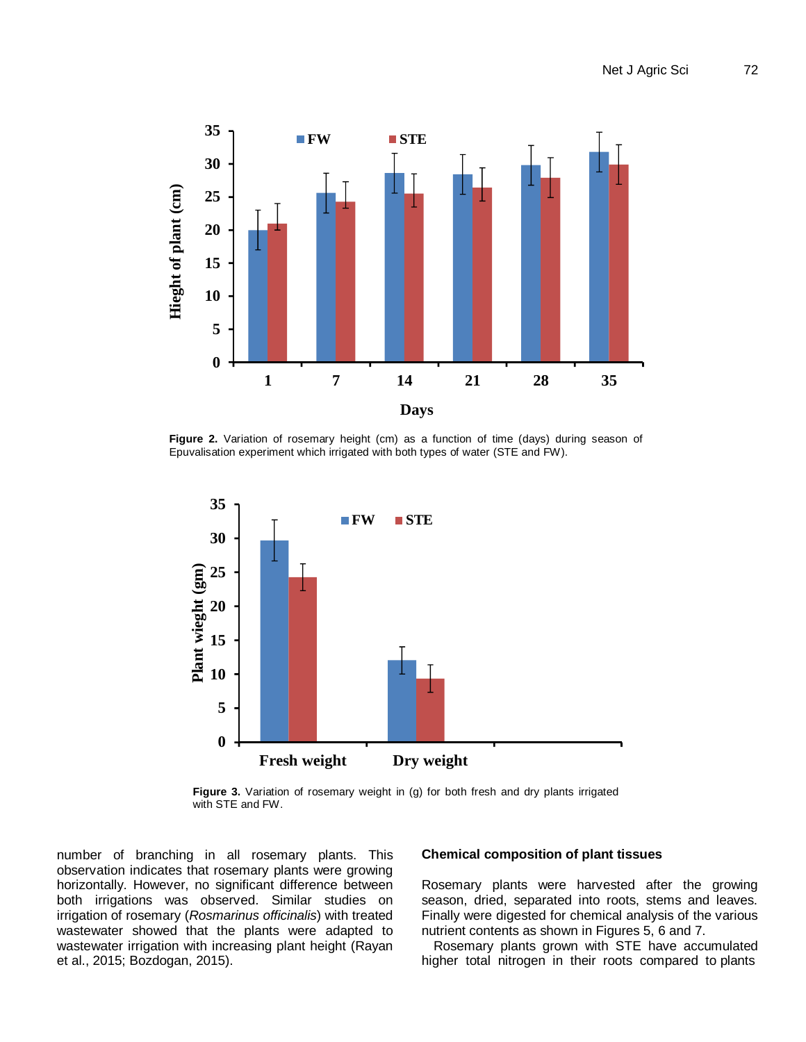Figure 2. Variation of rosemary height (cm) as a function of time (days) during season of Epuvalisation experiment which irrigated with both types of water (STE and FW).

Figure 3. Variation of rosemary weight in (g) for both fresh and dry plants irrigated with STE and FW.

number of branching in all rosemary plants. This observation indicates that rosemary plants were growing horizontally. However, no significant difference between both irrigations was observed. Similar studies on irrigation of rosemary (*Rosmarinus officinalis*) with treated wastewater showed that the plants were adapted to wastewater irrigation with increasing plant height (Rayan et al., 2015; Bozdogan, 2015).

**Chemical composition of plant tissues**

Rosemary plants were harvested after the growing season, dried, separated into roots, stems and leaves. Finally were digested for chemical analysis of the various nutrient contents as shown in Figures 5, 6 and 7.

Rosemary plants grown with STE have accumulated higher total nitrogen in their roots compared to plants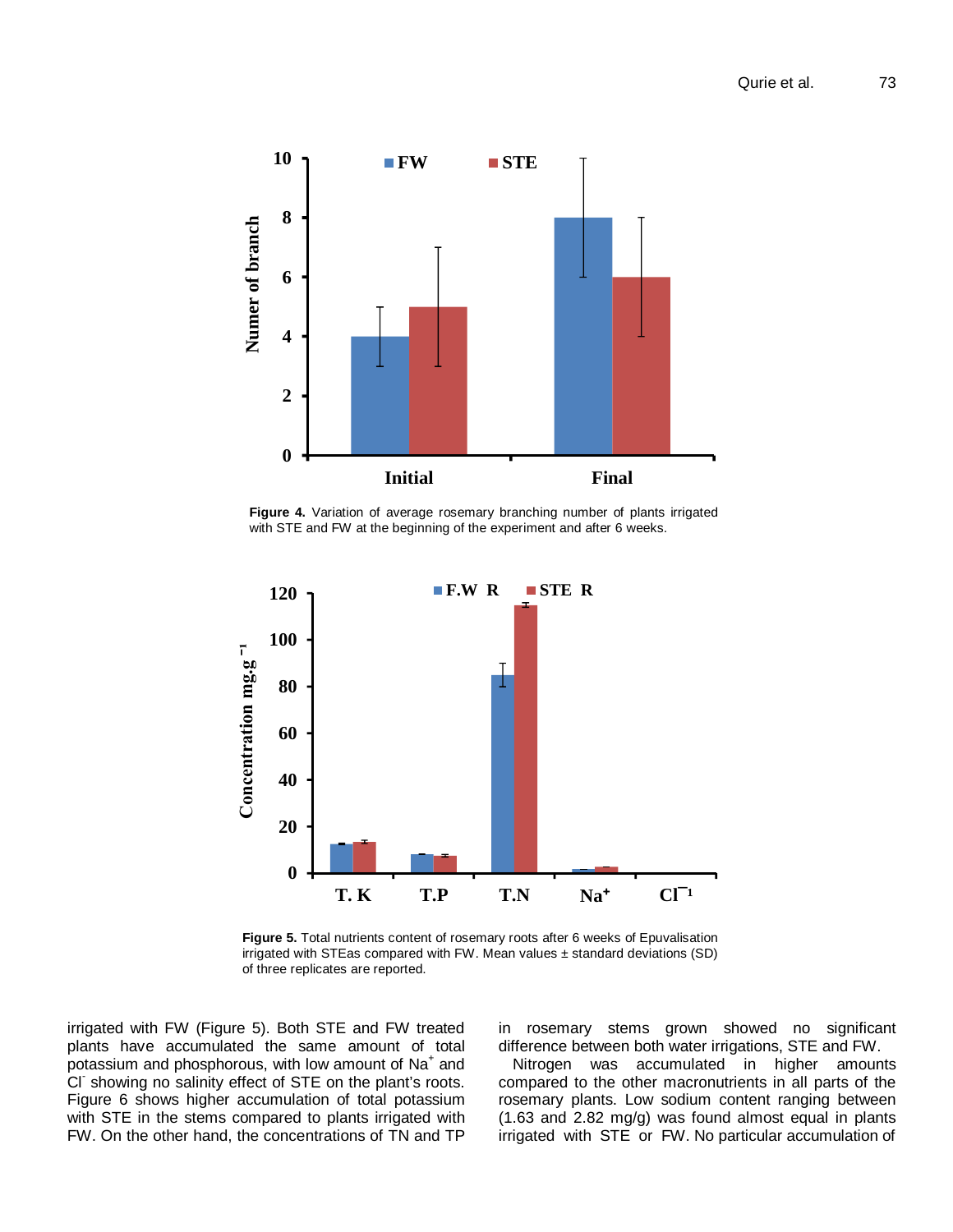**Figure 4.** Variation of average rosemary branching number of plants irrigated with STE and FW at the beginning of the experiment and after 6 weeks.

**Figure 5.** Total nutrients content of rosemary roots after 6 weeks of Epuvalisation irrigated with STEas compared with FW. Mean values ± standard deviations (SD) of three replicates are reported.

irrigated with FW (Figure 5). Both STE and FW treated plants have accumulated the same amount of total potassium and phosphorous, with low amount of $Na^+$ and $Cl^-$ showing no salinity effect of STE on the plant's roots. Figure 6 shows higher accumulation of total potassium with STE in the stems compared to plants irrigated with FW. On the other hand, the concentrations of TN and TP in rosemary stems grown showed no significant difference between both water irrigations, STE and FW.

Nitrogen was accumulated in higher amounts compared to the other macronutrients in all parts of the rosemary plants. Low sodium content ranging between (1.63 and 2.82 mg/g) was found almost equal in plants irrigated with STE or FW. No particular accumulation of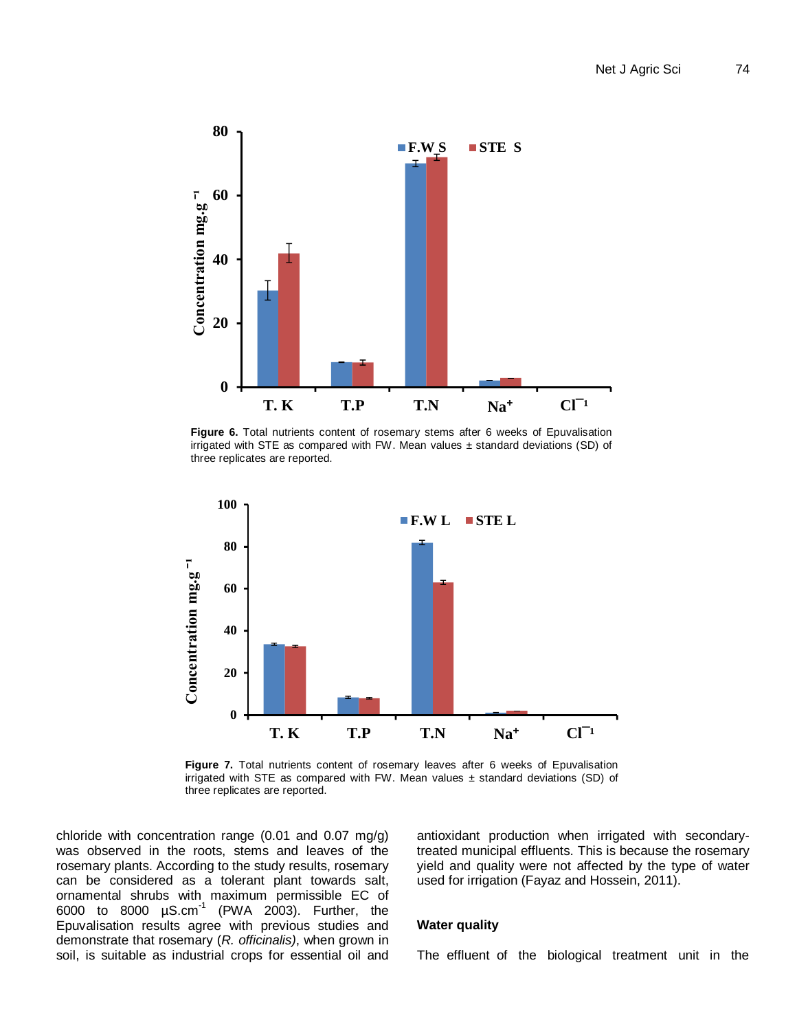**Figure 6.** Total nutrients content of rosemary stems after 6 weeks of Epuvalisation irrigated with STE as compared with FW. Mean values ± standard deviations (SD) of three replicates are reported.

**Figure 7.** Total nutrients content of rosemary leaves after 6 weeks of Epuvalisation irrigated with STE as compared with FW. Mean values ± standard deviations (SD) of three replicates are reported.

chloride with concentration range (0.01 and 0.07 mg/g) was observed in the roots, stems and leaves of the rosemary plants. According to the study results, rosemary can be considered as a tolerant plant towards salt, ornamental shrubs with maximum permissible EC of 6000 to 8000 µS.cm$^{-1}$ (PWA 2003). Further, the Epuvalisation results agree with previous studies and demonstrate that rosemary (*R. officinalis)*, when grown in soil, is suitable as industrial crops for essential oil and antioxidant production when irrigated with secondary-treated municipal effluents. This is because the rosemary yield and quality were not affected by the type of water used for irrigation (Fayaz and Hossein, 2011).

**Water quality**

The effluent of the biological treatment unit in the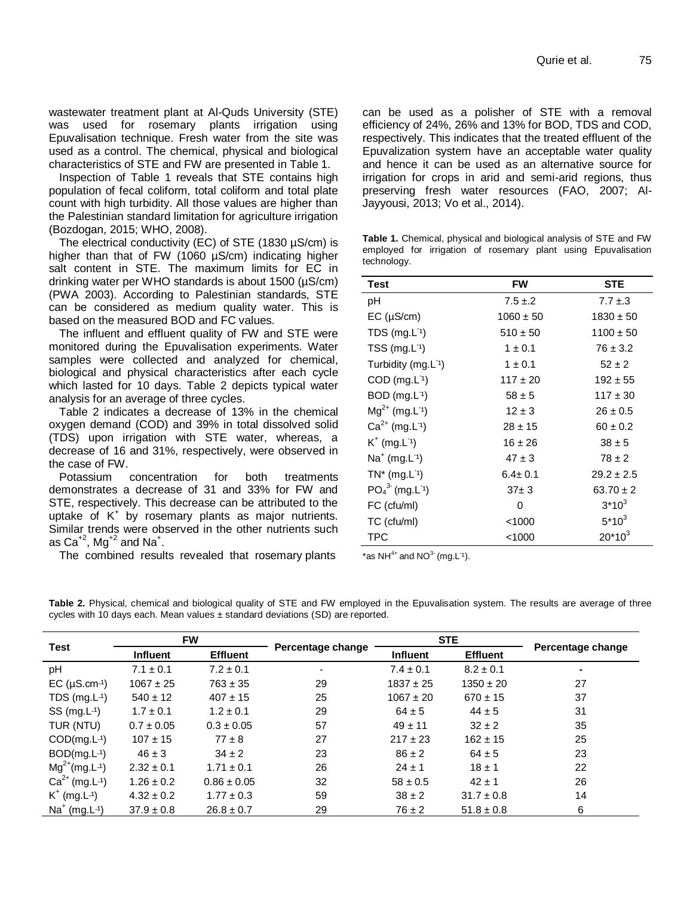wastewater treatment plant at Al-Quds University (STE) was used for rosemary plants irrigation using Epuvalisation technique. Fresh water from the site was used as a control. The chemical, physical and biological characteristics of STE and FW are presented in Table 1.

Inspection of Table 1 reveals that STE contains high population of fecal coliform, total coliform and total plate count with high turbidity. All those values are higher than the Palestinian standard limitation for agriculture irrigation (Bozdogan, 2015; WHO, 2008).

The electrical conductivity (EC) of STE (1830 µS/cm) is higher than that of FW (1060 µS/cm) indicating higher salt content in STE. The maximum limits for EC in drinking water per WHO standards is about 1500 (µS/cm) (PWA 2003). According to Palestinian standards, STE can be considered as medium quality water. This is based on the measured BOD and FC values.

The influent and effluent quality of FW and STE were monitored during the Epuvalisation experiments. Water samples were collected and analyzed for chemical, biological and physical characteristics after each cycle which lasted for 10 days. Table 2 depicts typical water analysis for an average of three cycles.

Table 2 indicates a decrease of 13% in the chemical oxygen demand (COD) and 39% in total dissolved solid (TDS) upon irrigation with STE water, whereas, a decrease of 16 and 31%, respectively, were observed in the case of FW.

Potassium concentration for both treatments demonstrates a decrease of 31 and 33% for FW and STE, respectively. This decrease can be attributed to the uptake of $K^+$ by rosemary plants as major nutrients. Similar trends were observed in the other nutrients such as $Ca^{+2}$, $Mg^{+2}$ and $Na^+$.

The combined results revealed that rosemary plants can be used as a polisher of STE with a removal efficiency of 24%, 26% and 13% for BOD, TDS and COD, respectively. This indicates that the treated effluent of the Epuvalization system have an acceptable water quality and hence it can be used as an alternative source for irrigation for crops in arid and semi-arid regions, thus preserving fresh water resources (FAO, 2007; Al-Jayyousi, 2013; Vo et al., 2014).

**Table 1.** Chemical, physical and biological analysis of STE and FW employed for irrigation of rosemary plant using Epuvalisation technology.

| Test | FW | STE |
|---|---|---|
| pH | 7.5 ±.2 | 7.7 ±.3 |
| EC (µS/cm) | 1060 ± 50 | 1830 ± 50 |
| TDS ($mg.L^{-1}$) | 510 ± 50 | 1100 ± 50 |
| TSS ($mg.L^{-1}$) | 1 ± 0.1 | 76 ± 3.2 |
| Turbidity ($mg.L^{-1}$) | 1 ± 0.1 | 52 ± 2 |
| COD ($mg.L^{-1}$) | 117 ± 20 | 192 ± 55 |
| BOD ($mg.L^{-1}$) | 58 ± 5 | 117 ± 30 |
| $Mg^{2+}$ ($mg.L^{-1}$) | 12 ± 3 | 26 ± 0.5 |
| $Ca^{2+}$ ($mg.L^{-1}$) | 28 ± 15 | 60 ± 0.2 |
| $K^+$ ($mg.L^{-1}$) | 16 ± 26 | 38 ± 5 |
| $Na^+$ ($mg.L^{-1}$) | 47 ± 3 | 78 ± 2 |
| TN* ($mg.L^{-1}$) | 6.4± 0.1 | 29.2 ± 2.5 |
| $PO_4^{3-}$ ($mg.L^{-1}$) | 37± 3 | 63.70 ± 2 |
| FC (cfu/ml) | 0 | $3*10^3$ |
| TC (cfu/ml) | <1000 | $5*10^3$ |
| TPC | <1000 | $20*10^3$ |

*as $NH^{4+}$ and $NO^{3-}$ ($mg.L^{-1}$).

**Table 2.** Physical, chemical and biological quality of STE and FW employed in the Epuvalisation system. The results are average of three cycles with 10 days each. Mean values ± standard deviations (SD) are reported.

| Test | FW | | Percentage change | STE | | Percentage change |
|---|---|---|---|---|---|---|
| | Influent | Effluent | | Influent | Effluent | |
| pH | 7.1 ± 0.1 | 7.2 ± 0.1 | - | 7.4 ± 0.1 | 8.2 ± 0.1 | - |
| EC ($µS.cm^{-1}$) | 1067 ± 25 | 763 ± 35 | 29 | 1837 ± 25 | 1350 ± 20 | 27 |
| TDS ($mg.L^{-1}$) | 540 ± 12 | 407 ± 15 | 25 | 1067 ± 20 | 670 ± 15 | 37 |
| SS ($mg.L^{-1}$) | 1.7 ± 0.1 | 1.2 ± 0.1 | 29 | 64 ± 5 | 44 ± 5 | 31 |
| TUR (NTU) | 0.7 ± 0.05 | 0.3 ± 0.05 | 57 | 49 ± 11 | 32 ± 2 | 35 |
| COD($mg.L^{-1}$) | 107 ± 15 | 77 ± 8 | 27 | 217 ± 23 | 162 ± 15 | 25 |
| BOD($mg.L^{-1}$) | 46 ± 3 | 34 ± 2 | 23 | 86 ± 2 | 64 ± 5 | 23 |
| $Mg^{2+}$($mg.L^{-1}$) | 2.32 ± 0.1 | 1.71 ± 0.1 | 26 | 24 ± 1 | 18 ± 1 | 22 |
| $Ca^{2+}$ ($mg.L^{-1}$) | 1.26 ± 0.2 | 0.86 ± 0.05 | 32 | 58 ± 0.5 | 42 ± 1 | 26 |
| $K^+$ ($mg.L^{-1}$) | 4.32 ± 0.2 | 1.77 ± 0.3 | 59 | 38 ± 2 | 31.7 ± 0.8 | 14 |
| $Na^+$ ($mg.L^{-1}$) | 37.9 ± 0.8 | 26.8 ± 0.7 | 29 | 76 ± 2 | 51.8 ± 0.8 | 6 |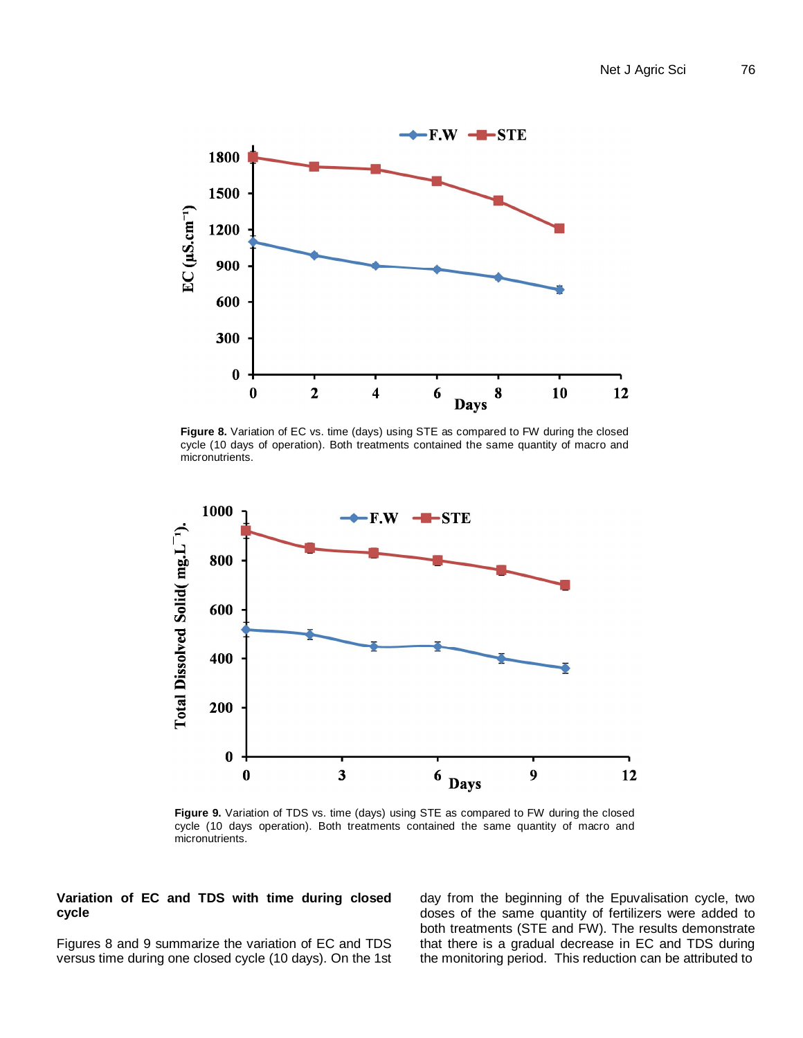**Figure 8.** Variation of EC vs. time (days) using STE as compared to FW during the closed cycle (10 days of operation). Both treatments contained the same quantity of macro and micronutrients.

**Figure 9.** Variation of TDS vs. time (days) using STE as compared to FW during the closed cycle (10 days operation). Both treatments contained the same quantity of macro and micronutrients.

### Variation of EC and TDS with time during closed cycle

Figures 8 and 9 summarize the variation of EC and TDS versus time during one closed cycle (10 days). On the 1st day from the beginning of the Epuvalisation cycle, two doses of the same quantity of fertilizers were added to both treatments (STE and FW). The results demonstrate that there is a gradual decrease in EC and TDS during the monitoring period. This reduction can be attributed to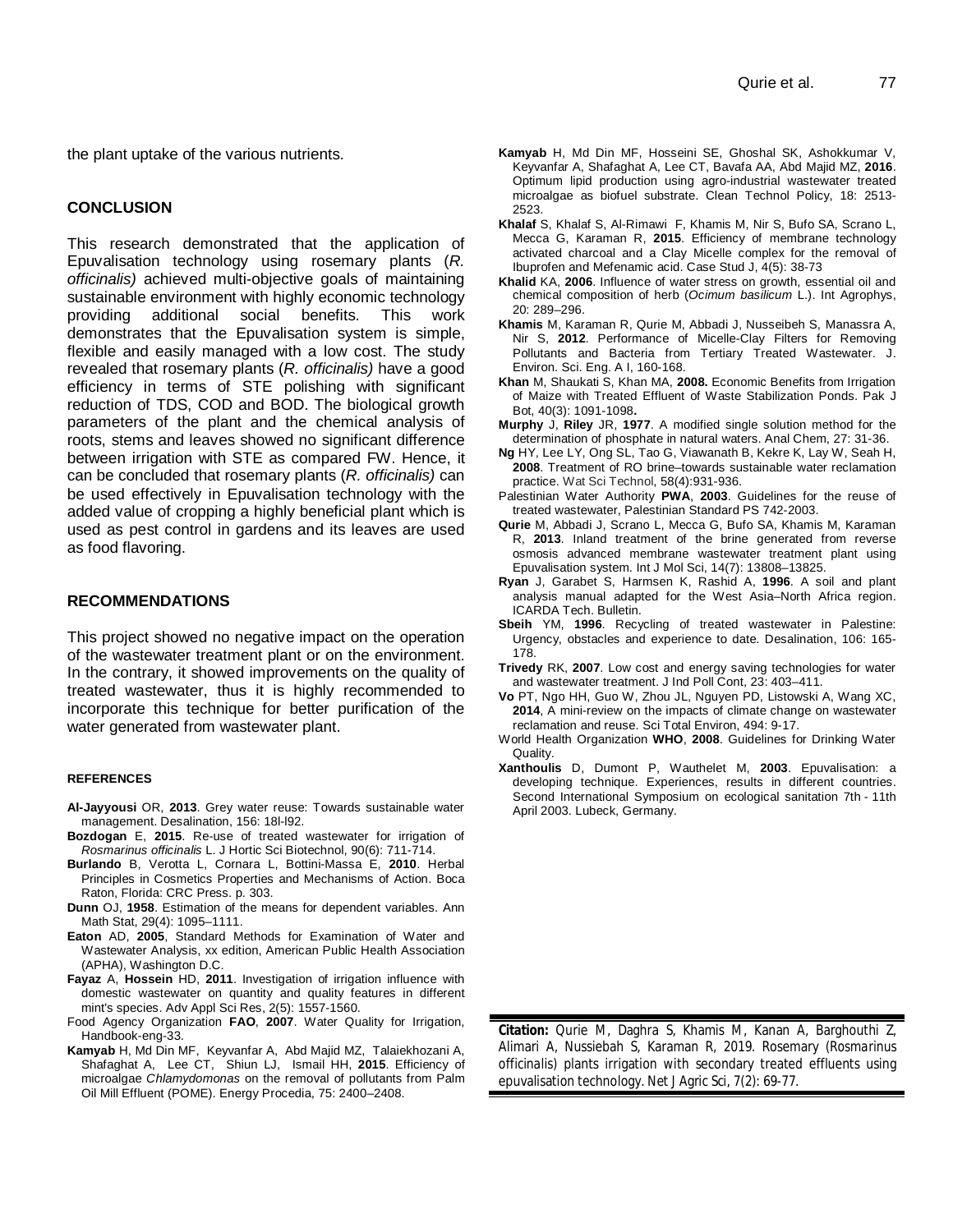the plant uptake of the various nutrients.

## CONCLUSION

This research demonstrated that the application of Epuvalisation technology using rosemary plants (*R. officinalis)* achieved multi-objective goals of maintaining sustainable environment with highly economic technology providing additional social benefits. This work demonstrates that the Epuvalisation system is simple, flexible and easily managed with a low cost. The study revealed that rosemary plants (*R. officinalis)* have a good efficiency in terms of STE polishing with significant reduction of TDS, COD and BOD. The biological growth parameters of the plant and the chemical analysis of roots, stems and leaves showed no significant difference between irrigation with STE as compared FW. Hence, it can be concluded that rosemary plants (*R. officinalis)* can be used effectively in Epuvalisation technology with the added value of cropping a highly beneficial plant which is used as pest control in gardens and its leaves are used as food flavoring.

## RECOMMENDATIONS

This project showed no negative impact on the operation of the wastewater treatment plant or on the environment. In the contrary, it showed improvements on the quality of treated wastewater, thus it is highly recommended to incorporate this technique for better purification of the water generated from wastewater plant.

## REFERENCES

**Al-Jayyousi** OR, **2013**. Grey water reuse: Towards sustainable water management. Desalination, 156: 18l-l92.

**Bozdogan** E, **2015**. Re-use of treated wastewater for irrigation of *Rosmarinus officinalis* L. J Hortic Sci Biotechnol, 90(6): 711-714.

**Burlando** B, Verotta L, Cornara L, Bottini-Massa E, **2010**. Herbal Principles in Cosmetics Properties and Mechanisms of Action. Boca Raton, Florida: CRC Press. p. 303.

**Dunn** OJ, **1958**. Estimation of the means for dependent variables. Ann Math Stat, 29(4): 1095–1111.

**Eaton** AD, **2005**, Standard Methods for Examination of Water and Wastewater Analysis, xx edition, American Public Health Association (APHA), Washington D.C.

**Fayaz** A, **Hossein** HD, **2011**. Investigation of irrigation influence with domestic wastewater on quantity and quality features in different mint's species. Adv Appl Sci Res, 2(5): 1557-1560.

Food Agency Organization **FAO**, **2007**. Water Quality for Irrigation, Handbook-eng-33.

**Kamyab** H, Md Din MF, Keyvanfar A, Abd Majid MZ, Talaiekhozani A, Shafaghat A, Lee CT, Shiun LJ, Ismail HH, **2015**. Efficiency of microalgae *Chlamydomonas* on the removal of pollutants from Palm Oil Mill Effluent (POME). Energy Procedia, 75: 2400–2408.

**Kamyab** H, Md Din MF, Hosseini SE, Ghoshal SK, Ashokkumar V, Keyvanfar A, Shafaghat A, Lee CT, Bavafa AA, Abd Majid MZ, **2016**. Optimum lipid production using agro-industrial wastewater treated microalgae as biofuel substrate. Clean Technol Policy, 18: 2513-2523.

**Khalaf** S, Khalaf S, Al-Rimawi F, Khamis M, Nir S, Bufo SA, Scrano L, Mecca G, Karaman R, **2015**. Efficiency of membrane technology activated charcoal and a Clay Micelle complex for the removal of Ibuprofen and Mefenamic acid. Case Stud J, 4(5): 38-73

**Khalid** KA, **2006**. Influence of water stress on growth, essential oil and chemical composition of herb (*Ocimum basilicum* L.). Int Agrophys, 20: 289–296.

**Khamis** M, Karaman R, Qurie M, Abbadi J, Nusseibeh S, Manassra A, Nir S, **2012**. Performance of Micelle-Clay Filters for Removing Pollutants and Bacteria from Tertiary Treated Wastewater. J. Environ. Sci. Eng. A I, 160-168.

**Khan** M, Shaukati S, Khan MA, **2008.** Economic Benefits from Irrigation of Maize with Treated Effluent of Waste Stabilization Ponds. Pak J Bot, 40(3): 1091-1098**.**

**Murphy** J, **Riley** JR, **1977**. A modified single solution method for the determination of phosphate in natural waters. Anal Chem, 27: 31-36.

**Ng** HY, Lee LY, Ong SL, Tao G, Viawanath B, Kekre K, Lay W, Seah H, **2008**. Treatment of RO brine–towards sustainable water reclamation practice. Wat Sci Technol, 58(4):931-936.

Palestinian Water Authority **PWA**, **2003**. Guidelines for the reuse of treated wastewater, Palestinian Standard PS 742-2003.

**Qurie** M, Abbadi J, Scrano L, Mecca G, Bufo SA, Khamis M, Karaman R, **2013**. Inland treatment of the brine generated from reverse osmosis advanced membrane wastewater treatment plant using Epuvalisation system. Int J Mol Sci, 14(7): 13808–13825.

**Ryan** J, Garabet S, Harmsen K, Rashid A, **1996**. A soil and plant analysis manual adapted for the West Asia–North Africa region. ICARDA Tech. Bulletin.

**Sbeih** YM, **1996**. Recycling of treated wastewater in Palestine: Urgency, obstacles and experience to date. Desalination, 106: 165-178.

**Trivedy** RK, **2007**. Low cost and energy saving technologies for water and wastewater treatment. J Ind Poll Cont, 23: 403–411.

**Vo** PT, Ngo HH, Guo W, Zhou JL, Nguyen PD, Listowski A, Wang XC, **2014**, A mini-review on the impacts of climate change on wastewater reclamation and reuse. Sci Total Environ, 494: 9-17.

World Health Organization **WHO**, **2008**. Guidelines for Drinking Water Quality.

**Xanthoulis** D, Dumont P, Wauthelet M, **2003**. Epuvalisation: a developing technique. Experiences, results in different countries. Second International Symposium on ecological sanitation 7th - 11th April 2003. Lubeck, Germany.

**Citation:** Qurie M, Daghra S, Khamis M, Kanan A, Barghouthi Z, Alimari A, Nussiebah S, Karaman R, 2019. Rosemary (*Rosmarinus officinalis*) plants irrigation with secondary treated effluents using epuvalisation technology. Net J Agric Sci, 7(2): 69-77.